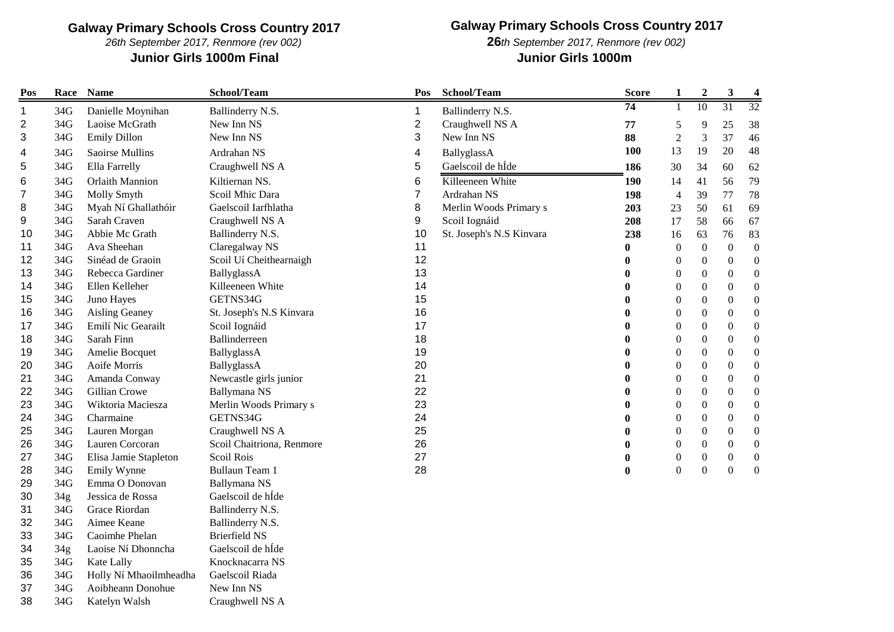## Galway Primary Schools Cross Country 2017

*26th September 2017, Renmore (rev 002)*

### Junior Girls 1000m Final

| Pos | Race | Name | School/Team |
|---|---|---|---|
| 1 | 34G | Danielle Moynihan | Ballinderry N.S. |
| 2 | 34G | Laoise McGrath | New Inn NS |
| 3 | 34G | Emily Dillon | New Inn NS |
| 4 | 34G | Saoirse Mullins | Ardrahan NS |
| 5 | 34G | Ella Farrelly | Craughwell NS A |
| 6 | 34G | Orlaith Mannion | Kiltiernan NS. |
| 7 | 34G | Molly Smyth | Scoil Mhic Dara |
| 8 | 34G | Myah Ní Ghallathóir | Gaelscoil Iarfhlatha |
| 9 | 34G | Sarah Craven | Craughwell NS A |
| 10 | 34G | Abbie Mc Grath | Ballinderry N.S. |
| 11 | 34G | Ava Sheehan | Claregalway NS |
| 12 | 34G | Sinéad de Graoin | Scoil Uí Cheithearnaigh |
| 13 | 34G | Rebecca Gardiner | BallyglassA |
| 14 | 34G | Ellen Kelleher | Killeeneen White |
| 15 | 34G | Juno Hayes | GETNS34G |
| 16 | 34G | Aisling Geaney | St. Joseph's N.S Kinvara |
| 17 | 34G | Emilí Nic Gearailt | Scoil Iognáid |
| 18 | 34G | Sarah Finn | Ballinderreen |
| 19 | 34G | Amelie Bocquet | BallyglassA |
| 20 | 34G | Aoife Morris | BallyglassA |
| 21 | 34G | Amanda Conway | Newcastle girls junior |
| 22 | 34G | Gillian Crowe | Ballymana NS |
| 23 | 34G | Wiktoria Maciesza | Merlin Woods Primary s |
| 24 | 34G | Charmaine | GETNS34G |
| 25 | 34G | Lauren Morgan | Craughwell NS A |
| 26 | 34G | Lauren Corcoran | Scoil Chaitriona, Renmore |
| 27 | 34G | Elisa Jamie Stapleton | Scoil Rois |
| 28 | 34G | Emily Wynne | Bullaun Team 1 |
| 29 | 34G | Emma O Donovan | Ballymana NS |
| 30 | 34g | Jessica de Rossa | Gaelscoil de hÍde |
| 31 | 34G | Grace Riordan | Ballinderry N.S. |
| 32 | 34G | Aimee Keane | Ballinderry N.S. |
| 33 | 34G | Caoimhe Phelan | Brierfield NS |
| 34 | 34g | Laoise Ní Dhonncha | Gaelscoil de hÍde |
| 35 | 34G | Kate Lally | Knocknacarra NS |
| 36 | 34G | Holly Ní Mhaoilmheadha | Gaelscoil Riada |
| 37 | 34G | Aoibheann Donohue | New Inn NS |
| 38 | 34G | Katelyn Walsh | Craughwell NS A |

## Galway Primary Schools Cross Country 2017

***26**th September 2017, Renmore (rev 002)*

### Junior Girls 1000m

| Pos | School/Team | Score | 1 | 2 | 3 | 4 |
|---|---|---|---|---|---|---|
| 1 | Ballinderry N.S. | **74** | 1 | 10 | 31 | 32 |
| 2 | Craughwell NS A | **77** | 5 | 9 | 25 | 38 |
| 3 | New Inn NS | **88** | 2 | 3 | 37 | 46 |
| 4 | BallyglassA | **100** | 13 | 19 | 20 | 48 |
| 5 | Gaelscoil de hÍde | **186** | 30 | 34 | 60 | 62 |
| 6 | Killeeneen White | **190** | 14 | 41 | 56 | 79 |
| 7 | Ardrahan NS | **198** | 4 | 39 | 77 | 78 |
| 8 | Merlin Woods Primary s | **203** | 23 | 50 | 61 | 69 |
| 9 | Scoil Iognáid | **208** | 17 | 58 | 66 | 67 |
| 10 | St. Joseph's N.S Kinvara | **238** | 16 | 63 | 76 | 83 |
| 11 | | **0** | 0 | 0 | 0 | 0 |
| 12 | | **0** | 0 | 0 | 0 | 0 |
| 13 | | **0** | 0 | 0 | 0 | 0 |
| 14 | | **0** | 0 | 0 | 0 | 0 |
| 15 | | **0** | 0 | 0 | 0 | 0 |
| 16 | | **0** | 0 | 0 | 0 | 0 |
| 17 | | **0** | 0 | 0 | 0 | 0 |
| 18 | | **0** | 0 | 0 | 0 | 0 |
| 19 | | **0** | 0 | 0 | 0 | 0 |
| 20 | | **0** | 0 | 0 | 0 | 0 |
| 21 | | **0** | 0 | 0 | 0 | 0 |
| 22 | | **0** | 0 | 0 | 0 | 0 |
| 23 | | **0** | 0 | 0 | 0 | 0 |
| 24 | | **0** | 0 | 0 | 0 | 0 |
| 25 | | **0** | 0 | 0 | 0 | 0 |
| 26 | | **0** | 0 | 0 | 0 | 0 |
| 27 | | **0** | 0 | 0 | 0 | 0 |
| 28 | | **0** | 0 | 0 | 0 | 0 |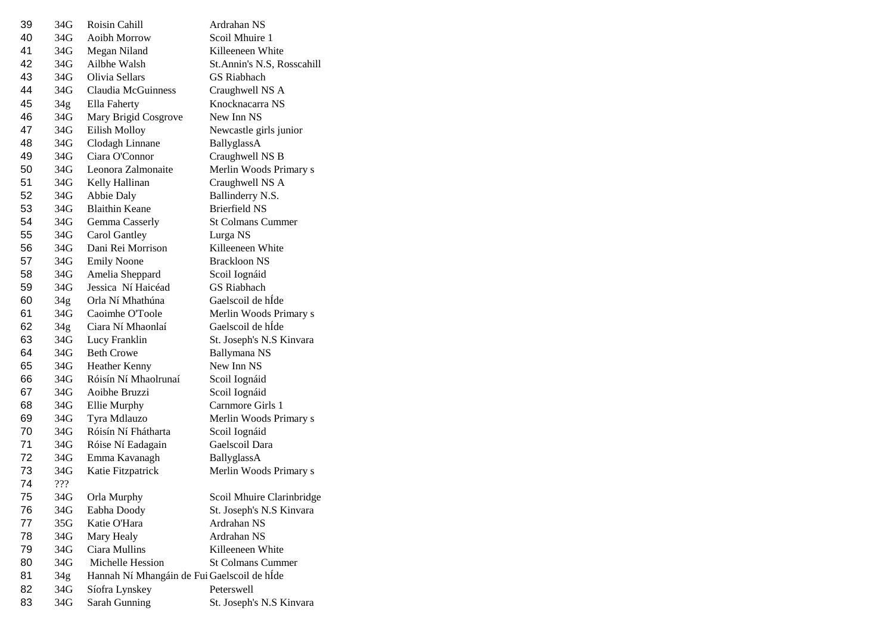| | | | |
|---|---|---|---|
| 39 | 34G | Roisin Cahill | Ardrahan NS |
| 40 | 34G | Aoibh Morrow | Scoil Mhuire 1 |
| 41 | 34G | Megan Niland | Killeeneen White |
| 42 | 34G | Ailbhe Walsh | St.Annin's N.S, Rosscahill |
| 43 | 34G | Olivia Sellars | GS Riabhach |
| 44 | 34G | Claudia McGuinness | Craughwell NS A |
| 45 | 34g | Ella Faherty | Knocknacarra NS |
| 46 | 34G | Mary Brigid Cosgrove | New Inn NS |
| 47 | 34G | Eilish Molloy | Newcastle girls junior |
| 48 | 34G | Clodagh Linnane | BallyglassA |
| 49 | 34G | Ciara O'Connor | Craughwell NS B |
| 50 | 34G | Leonora Zalmonaite | Merlin Woods Primary s |
| 51 | 34G | Kelly Hallinan | Craughwell NS A |
| 52 | 34G | Abbie Daly | Ballinderry N.S. |
| 53 | 34G | Blaithin Keane | Brierfield NS |
| 54 | 34G | Gemma Casserly | St Colmans Cummer |
| 55 | 34G | Carol Gantley | Lurga NS |
| 56 | 34G | Dani Rei Morrison | Killeeneen White |
| 57 | 34G | Emily Noone | Brackloon NS |
| 58 | 34G | Amelia Sheppard | Scoil Iognáid |
| 59 | 34G | Jessica Ní Haicéad | GS Riabhach |
| 60 | 34g | Orla Ní Mhathúna | Gaelscoil de hÍde |
| 61 | 34G | Caoimhe O'Toole | Merlin Woods Primary s |
| 62 | 34g | Ciara Ní Mhaonlaí | Gaelscoil de hÍde |
| 63 | 34G | Lucy Franklin | St. Joseph's N.S Kinvara |
| 64 | 34G | Beth Crowe | Ballymana NS |
| 65 | 34G | Heather Kenny | New Inn NS |
| 66 | 34G | Róisín Ní Mhaolrunaí | Scoil Iognáid |
| 67 | 34G | Aoibhe Bruzzi | Scoil Iognáid |
| 68 | 34G | Ellie Murphy | Carnmore Girls 1 |
| 69 | 34G | Tyra Mdlauzo | Merlin Woods Primary s |
| 70 | 34G | Róisín Ní Fhátharta | Scoil Iognáid |
| 71 | 34G | Róise Ní Eadagain | Gaelscoil Dara |
| 72 | 34G | Emma Kavanagh | BallyglassA |
| 73 | 34G | Katie Fitzpatrick | Merlin Woods Primary s |
| 74 | ??? | | |
| 75 | 34G | Orla Murphy | Scoil Mhuire Clarinbridge |
| 76 | 34G | Eabha Doody | St. Joseph's N.S Kinvara |
| 77 | 35G | Katie O'Hara | Ardrahan NS |
| 78 | 34G | Mary Healy | Ardrahan NS |
| 79 | 34G | Ciara Mullins | Killeeneen White |
| 80 | 34G | Michelle Hession | St Colmans Cummer |
| 81 | 34g | Hannah Ní Mhangáin de Fui | Gaelscoil de hÍde |
| 82 | 34G | Síofra Lynskey | Peterswell |
| 83 | 34G | Sarah Gunning | St. Joseph's N.S Kinvara |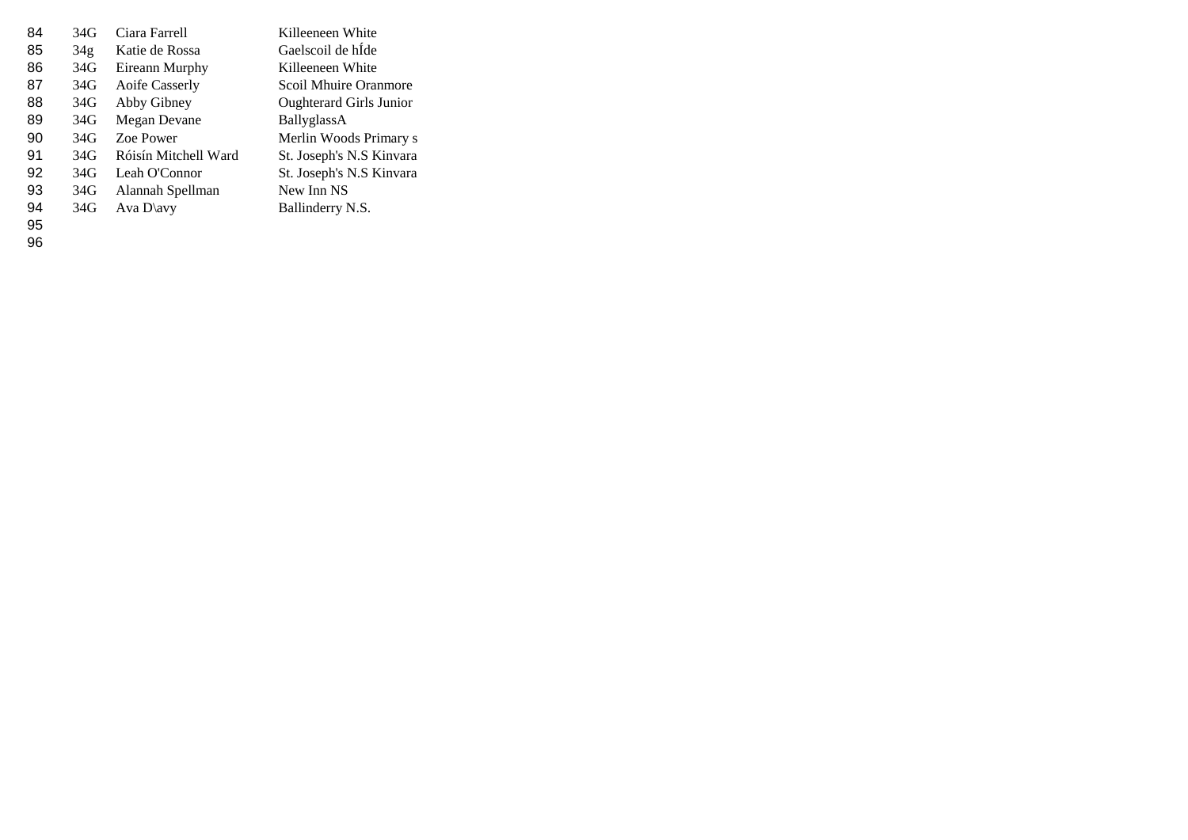| | | | |
|---|---|---|---|
| 84 | 34G | Ciara Farrell | Killeeneen White |
| 85 | 34g | Katie de Rossa | Gaelscoil de hÍde |
| 86 | 34G | Eireann Murphy | Killeeneen White |
| 87 | 34G | Aoife Casserly | Scoil Mhuire Oranmore |
| 88 | 34G | Abby Gibney | Oughterard Girls Junior |
| 89 | 34G | Megan Devane | BallyglassA |
| 90 | 34G | Zoe Power | Merlin Woods Primary s |
| 91 | 34G | Róisín Mitchell Ward | St. Joseph's N.S Kinvara |
| 92 | 34G | Leah O'Connor | St. Joseph's N.S Kinvara |
| 93 | 34G | Alannah Spellman | New Inn NS |
| 94 | 34G | Ava D\avy | Ballinderry N.S. |
| 95 | | | |
| 96 | | | |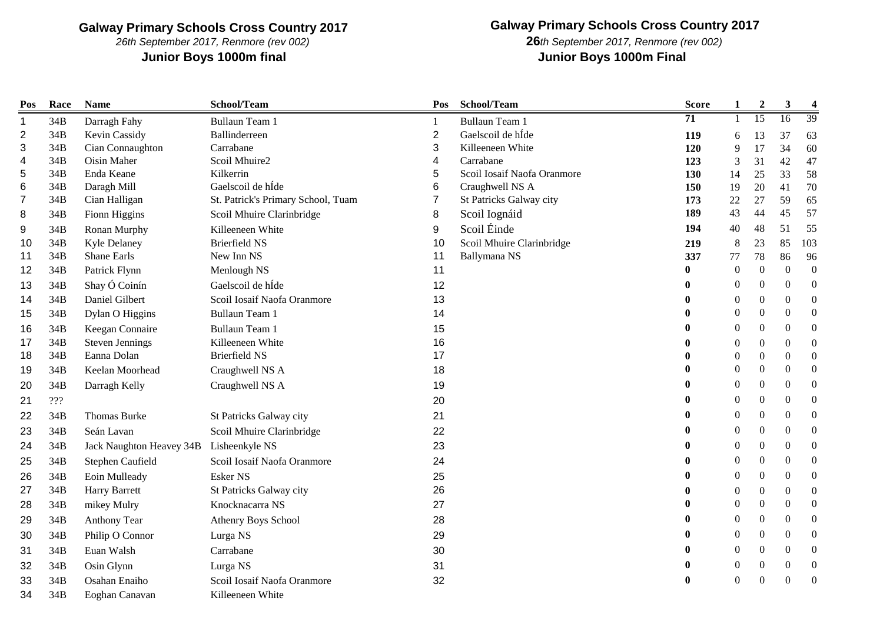**Galway Primary Schools Cross Country 2017**

*26th September 2017, Renmore (rev 002)*

**Junior Boys 1000m final**

| Pos | Race | Name | School/Team |
|---|---|---|---|
| 1 | 34B | Darragh Fahy | Bullaun Team 1 |
| 2 | 34B | Kevin Cassidy | Ballinderreen |
| 3 | 34B | Cian Connaughton | Carrabane |
| 4 | 34B | Oisin Maher | Scoil Mhuire2 |
| 5 | 34B | Enda Keane | Kilkerrin |
| 6 | 34B | Daragh Mill | Gaelscoil de hÍde |
| 7 | 34B | Cian Halligan | St. Patrick's Primary School, Tuam |
| 8 | 34B | Fionn Higgins | Scoil Mhuire Clarinbridge |
| 9 | 34B | Ronan Murphy | Killeeneen White |
| 10 | 34B | Kyle Delaney | Brierfield NS |
| 11 | 34B | Shane Earls | New Inn NS |
| 12 | 34B | Patrick Flynn | Menlough NS |
| 13 | 34B | Shay Ó Coinín | Gaelscoil de hÍde |
| 14 | 34B | Daniel Gilbert | Scoil Iosaif Naofa Oranmore |
| 15 | 34B | Dylan O Higgins | Bullaun Team 1 |
| 16 | 34B | Keegan Connaire | Bullaun Team 1 |
| 17 | 34B | Steven Jennings | Killeeneen White |
| 18 | 34B | Eanna Dolan | Brierfield NS |
| 19 | 34B | Keelan Moorhead | Craughwell NS A |
| 20 | 34B | Darragh Kelly | Craughwell NS A |
| 21 | ??? | | |
| 22 | 34B | Thomas Burke | St Patricks Galway city |
| 23 | 34B | Seán Lavan | Scoil Mhuire Clarinbridge |
| 24 | 34B | Jack Naughton Heavey 34B | Lisheenkyle NS |
| 25 | 34B | Stephen Caufield | Scoil Iosaif Naofa Oranmore |
| 26 | 34B | Eoin Mulleady | Esker NS |
| 27 | 34B | Harry Barrett | St Patricks Galway city |
| 28 | 34B | mikey Mulry | Knocknacarra NS |
| 29 | 34B | Anthony Tear | Athenry Boys School |
| 30 | 34B | Philip O Connor | Lurga NS |
| 31 | 34B | Euan Walsh | Carrabane |
| 32 | 34B | Osin Glynn | Lurga NS |
| 33 | 34B | Osahan Enaiho | Scoil Iosaif Naofa Oranmore |
| 34 | 34B | Eoghan Canavan | Killeeneen White |

**Galway Primary Schools Cross Country 2017**

***26**th September 2017, Renmore (rev 002)*

**Junior Boys 1000m Final**

| Pos | School/Team | Score | 1 | 2 | 3 | 4 |
|---|---|---|---|---|---|---|
| 1 | Bullaun Team 1 | **71** | 1 | 15 | 16 | 39 |
| 2 | Gaelscoil de hÍde | **119** | 6 | 13 | 37 | 63 |
| 3 | Killeeneen White | **120** | 9 | 17 | 34 | 60 |
| 4 | Carrabane | **123** | 3 | 31 | 42 | 47 |
| 5 | Scoil Iosaif Naofa Oranmore | **130** | 14 | 25 | 33 | 58 |
| 6 | Craughwell NS A | **150** | 19 | 20 | 41 | 70 |
| 7 | St Patricks Galway city | **173** | 22 | 27 | 59 | 65 |
| 8 | Scoil Iognáid | **189** | 43 | 44 | 45 | 57 |
| 9 | Scoil Éinde | **194** | 40 | 48 | 51 | 55 |
| 10 | Scoil Mhuire Clarinbridge | **219** | 8 | 23 | 85 | 103 |
| 11 | Ballymana NS | **337** | 77 | 78 | 86 | 96 |
| 11 | | **0** | 0 | 0 | 0 | 0 |
| 12 | | **0** | 0 | 0 | 0 | 0 |
| 13 | | **0** | 0 | 0 | 0 | 0 |
| 14 | | **0** | 0 | 0 | 0 | 0 |
| 15 | | **0** | 0 | 0 | 0 | 0 |
| 16 | | **0** | 0 | 0 | 0 | 0 |
| 17 | | **0** | 0 | 0 | 0 | 0 |
| 18 | | **0** | 0 | 0 | 0 | 0 |
| 19 | | **0** | 0 | 0 | 0 | 0 |
| 20 | | **0** | 0 | 0 | 0 | 0 |
| 21 | | **0** | 0 | 0 | 0 | 0 |
| 22 | | **0** | 0 | 0 | 0 | 0 |
| 23 | | **0** | 0 | 0 | 0 | 0 |
| 24 | | **0** | 0 | 0 | 0 | 0 |
| 25 | | **0** | 0 | 0 | 0 | 0 |
| 26 | | **0** | 0 | 0 | 0 | 0 |
| 27 | | **0** | 0 | 0 | 0 | 0 |
| 28 | | **0** | 0 | 0 | 0 | 0 |
| 29 | | **0** | 0 | 0 | 0 | 0 |
| 30 | | **0** | 0 | 0 | 0 | 0 |
| 31 | | **0** | 0 | 0 | 0 | 0 |
| 32 | | **0** | 0 | 0 | 0 | 0 |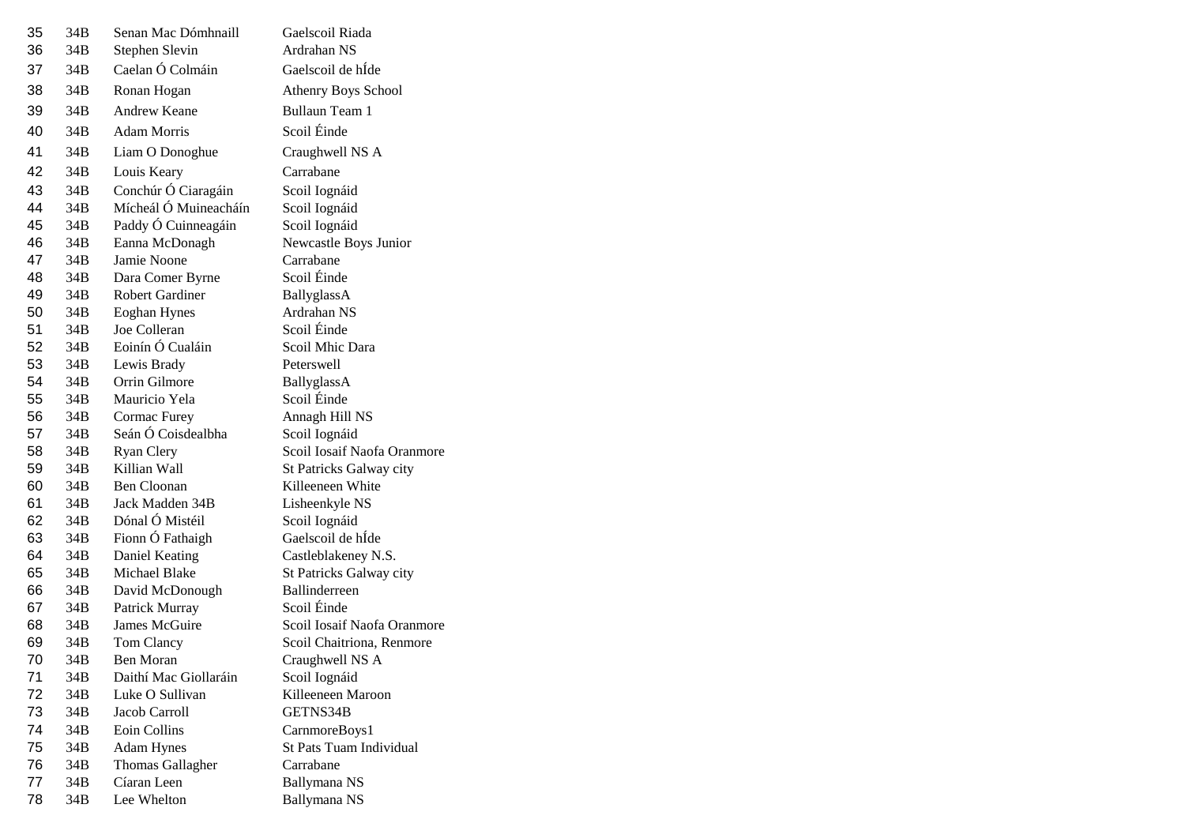| | | | |
|---|---|---|---|
| 35 | 34B | Senan Mac Dómhnaill | Gaelscoil Riada |
| 36 | 34B | Stephen Slevin | Ardrahan NS |
| 37 | 34B | Caelan Ó Colmáin | Gaelscoil de hÍde |
| 38 | 34B | Ronan Hogan | Athenry Boys School |
| 39 | 34B | Andrew Keane | Bullaun Team 1 |
| 40 | 34B | Adam Morris | Scoil Éinde |
| 41 | 34B | Liam O Donoghue | Craughwell NS A |
| 42 | 34B | Louis Keary | Carrabane |
| 43 | 34B | Conchúr Ó Ciaragáin | Scoil Iognáid |
| 44 | 34B | Mícheál Ó Muineacháín | Scoil Iognáid |
| 45 | 34B | Paddy Ó Cuinneagáin | Scoil Iognáid |
| 46 | 34B | Eanna McDonagh | Newcastle Boys Junior |
| 47 | 34B | Jamie Noone | Carrabane |
| 48 | 34B | Dara Comer Byrne | Scoil Éinde |
| 49 | 34B | Robert Gardiner | BallyglassA |
| 50 | 34B | Eoghan Hynes | Ardrahan NS |
| 51 | 34B | Joe Colleran | Scoil Éinde |
| 52 | 34B | Eoinín Ó Cualáin | Scoil Mhic Dara |
| 53 | 34B | Lewis Brady | Peterswell |
| 54 | 34B | Orrin Gilmore | BallyglassA |
| 55 | 34B | Mauricio Yela | Scoil Éinde |
| 56 | 34B | Cormac Furey | Annagh Hill NS |
| 57 | 34B | Seán Ó Coisdealbha | Scoil Iognáid |
| 58 | 34B | Ryan Clery | Scoil Iosaif Naofa Oranmore |
| 59 | 34B | Killian Wall | St Patricks Galway city |
| 60 | 34B | Ben Cloonan | Killeeneen White |
| 61 | 34B | Jack Madden 34B | Lisheenkyle NS |
| 62 | 34B | Dónal Ó Mistéil | Scoil Iognáid |
| 63 | 34B | Fionn Ó Fathaigh | Gaelscoil de hÍde |
| 64 | 34B | Daniel Keating | Castleblakeney N.S. |
| 65 | 34B | Michael Blake | St Patricks Galway city |
| 66 | 34B | David McDonough | Ballinderreen |
| 67 | 34B | Patrick Murray | Scoil Éinde |
| 68 | 34B | James McGuire | Scoil Iosaif Naofa Oranmore |
| 69 | 34B | Tom Clancy | Scoil Chaitriona, Renmore |
| 70 | 34B | Ben Moran | Craughwell NS A |
| 71 | 34B | Daithí Mac Giollaráin | Scoil Iognáid |
| 72 | 34B | Luke O Sullivan | Killeeneen Maroon |
| 73 | 34B | Jacob Carroll | GETNS34B |
| 74 | 34B | Eoin Collins | CarnmoreBoys1 |
| 75 | 34B | Adam Hynes | St Pats Tuam Individual |
| 76 | 34B | Thomas Gallagher | Carrabane |
| 77 | 34B | Cíaran Leen | Ballymana NS |
| 78 | 34B | Lee Whelton | Ballymana NS |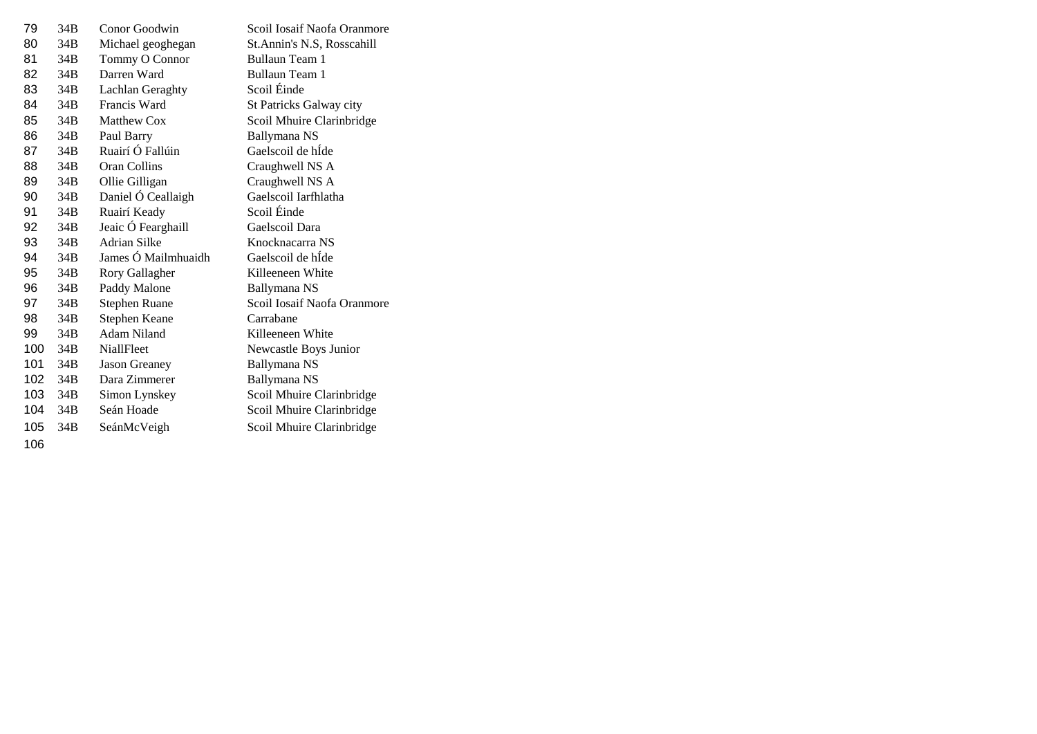| | | | |
|---|---|---|---|
| 79 | 34B | Conor Goodwin | Scoil Iosaif Naofa Oranmore |
| 80 | 34B | Michael geoghegan | St.Annin's N.S, Rosscahill |
| 81 | 34B | Tommy O Connor | Bullaun Team 1 |
| 82 | 34B | Darren Ward | Bullaun Team 1 |
| 83 | 34B | Lachlan Geraghty | Scoil Éinde |
| 84 | 34B | Francis Ward | St Patricks Galway city |
| 85 | 34B | Matthew Cox | Scoil Mhuire Clarinbridge |
| 86 | 34B | Paul Barry | Ballymana NS |
| 87 | 34B | Ruairí Ó Fallúin | Gaelscoil de hÍde |
| 88 | 34B | Oran Collins | Craughwell NS A |
| 89 | 34B | Ollie Gilligan | Craughwell NS A |
| 90 | 34B | Daniel Ó Ceallaigh | Gaelscoil Iarfhlatha |
| 91 | 34B | Ruairí Keady | Scoil Éinde |
| 92 | 34B | Jeaic Ó Fearghaill | Gaelscoil Dara |
| 93 | 34B | Adrian Silke | Knocknacarra NS |
| 94 | 34B | James Ó Mailmhuaidh | Gaelscoil de hÍde |
| 95 | 34B | Rory Gallagher | Killeeneen White |
| 96 | 34B | Paddy Malone | Ballymana NS |
| 97 | 34B | Stephen Ruane | Scoil Iosaif Naofa Oranmore |
| 98 | 34B | Stephen Keane | Carrabane |
| 99 | 34B | Adam Niland | Killeeneen White |
| 100 | 34B | NiallFleet | Newcastle Boys Junior |
| 101 | 34B | Jason Greaney | Ballymana NS |
| 102 | 34B | Dara Zimmerer | Ballymana NS |
| 103 | 34B | Simon Lynskey | Scoil Mhuire Clarinbridge |
| 104 | 34B | Seán Hoade | Scoil Mhuire Clarinbridge |
| 105 | 34B | SeánMcVeigh | Scoil Mhuire Clarinbridge |
| 106 | | | |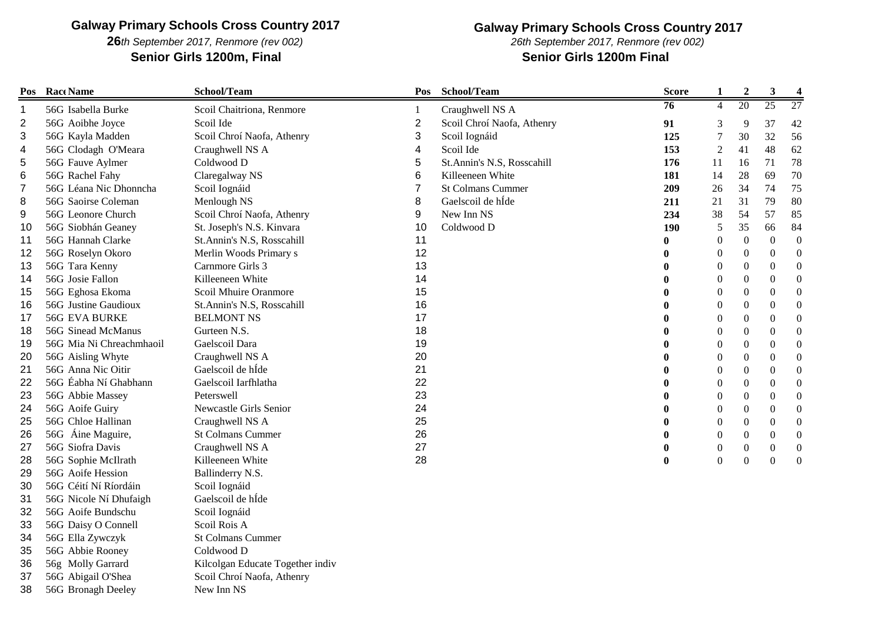## Galway Primary Schools Cross Country 2017

*26th September 2017, Renmore (rev 002)*

**Senior Girls 1200m, Final**

| Pos | Race | Name | School/Team |
|---|---|---|---|
| 1 | 56G | Isabella Burke | Scoil Chaitriona, Renmore |
| 2 | 56G | Aoibhe Joyce | Scoil Ide |
| 3 | 56G | Kayla Madden | Scoil Chroí Naofa, Athenry |
| 4 | 56G | Clodagh O'Meara | Craughwell NS A |
| 5 | 56G | Fauve Aylmer | Coldwood D |
| 6 | 56G | Rachel Fahy | Claregalway NS |
| 7 | 56G | Léana Nic Dhonncha | Scoil Iognáid |
| 8 | 56G | Saoirse Coleman | Menlough NS |
| 9 | 56G | Leonore Church | Scoil Chroí Naofa, Athenry |
| 10 | 56G | Siobhán Geaney | St. Joseph's N.S. Kinvara |
| 11 | 56G | Hannah Clarke | St.Annin's N.S, Rosscahill |
| 12 | 56G | Roselyn Okoro | Merlin Woods Primary s |
| 13 | 56G | Tara Kenny | Carnmore Girls 3 |
| 14 | 56G | Josie Fallon | Killeeneen White |
| 15 | 56G | Eghosa Ekoma | Scoil Mhuire Oranmore |
| 16 | 56G | Justine Gaudioux | St.Annin's N.S, Rosscahill |
| 17 | 56G | EVA BURKE | BELMONT NS |
| 18 | 56G | Sinead McManus | Gurteen N.S. |
| 19 | 56G | Mia Ni Chreachmhaoil | Gaelscoil Dara |
| 20 | 56G | Aisling Whyte | Craughwell NS A |
| 21 | 56G | Anna Nic Oitir | Gaelscoil de hÍde |
| 22 | 56G | Éabha Ní Ghabhann | Gaelscoil Iarfhlatha |
| 23 | 56G | Abbie Massey | Peterswell |
| 24 | 56G | Aoife Guiry | Newcastle Girls Senior |
| 25 | 56G | Chloe Hallinan | Craughwell NS A |
| 26 | 56G | Áine Maguire, | St Colmans Cummer |
| 27 | 56G | Siofra Davis | Craughwell NS A |
| 28 | 56G | Sophie McIlrath | Killeeneen White |
| 29 | 56G | Aoife Hession | Ballinderry N.S. |
| 30 | 56G | Céití Ní Ríordáin | Scoil Iognáid |
| 31 | 56G | Nicole Ní Dhufaigh | Gaelscoil de hÍde |
| 32 | 56G | Aoife Bundschu | Scoil Iognáid |
| 33 | 56G | Daisy O Connell | Scoil Rois A |
| 34 | 56G | Ella Zywczyk | St Colmans Cummer |
| 35 | 56G | Abbie Rooney | Coldwood D |
| 36 | 56g | Molly Garrard | Kilcolgan Educate Together indiv |
| 37 | 56G | Abigail O'Shea | Scoil Chroí Naofa, Athenry |
| 38 | 56G | Bronagh Deeley | New Inn NS |

## Galway Primary Schools Cross Country 2017

*26th September 2017, Renmore (rev 002)*

**Senior Girls 1200m Final**

| Pos | School/Team | Score | 1 | 2 | 3 | 4 |
|---|---|---|---|---|---|---|
| 1 | Craughwell NS A | 76 | 4 | 20 | 25 | 27 |
| 2 | Scoil Chroí Naofa, Athenry | 91 | 3 | 9 | 37 | 42 |
| 3 | Scoil Iognáid | 125 | 7 | 30 | 32 | 56 |
| 4 | Scoil Ide | 153 | 2 | 41 | 48 | 62 |
| 5 | St.Annin's N.S, Rosscahill | 176 | 11 | 16 | 71 | 78 |
| 6 | Killeeneen White | 181 | 14 | 28 | 69 | 70 |
| 7 | St Colmans Cummer | 209 | 26 | 34 | 74 | 75 |
| 8 | Gaelscoil de hÍde | 211 | 21 | 31 | 79 | 80 |
| 9 | New Inn NS | 234 | 38 | 54 | 57 | 85 |
| 10 | Coldwood D | 190 | 5 | 35 | 66 | 84 |
| 11 | | 0 | 0 | 0 | 0 | 0 |
| 12 | | 0 | 0 | 0 | 0 | 0 |
| 13 | | 0 | 0 | 0 | 0 | 0 |
| 14 | | 0 | 0 | 0 | 0 | 0 |
| 15 | | 0 | 0 | 0 | 0 | 0 |
| 16 | | 0 | 0 | 0 | 0 | 0 |
| 17 | | 0 | 0 | 0 | 0 | 0 |
| 18 | | 0 | 0 | 0 | 0 | 0 |
| 19 | | 0 | 0 | 0 | 0 | 0 |
| 20 | | 0 | 0 | 0 | 0 | 0 |
| 21 | | 0 | 0 | 0 | 0 | 0 |
| 22 | | 0 | 0 | 0 | 0 | 0 |
| 23 | | 0 | 0 | 0 | 0 | 0 |
| 24 | | 0 | 0 | 0 | 0 | 0 |
| 25 | | 0 | 0 | 0 | 0 | 0 |
| 26 | | 0 | 0 | 0 | 0 | 0 |
| 27 | | 0 | 0 | 0 | 0 | 0 |
| 28 | | 0 | 0 | 0 | 0 | 0 |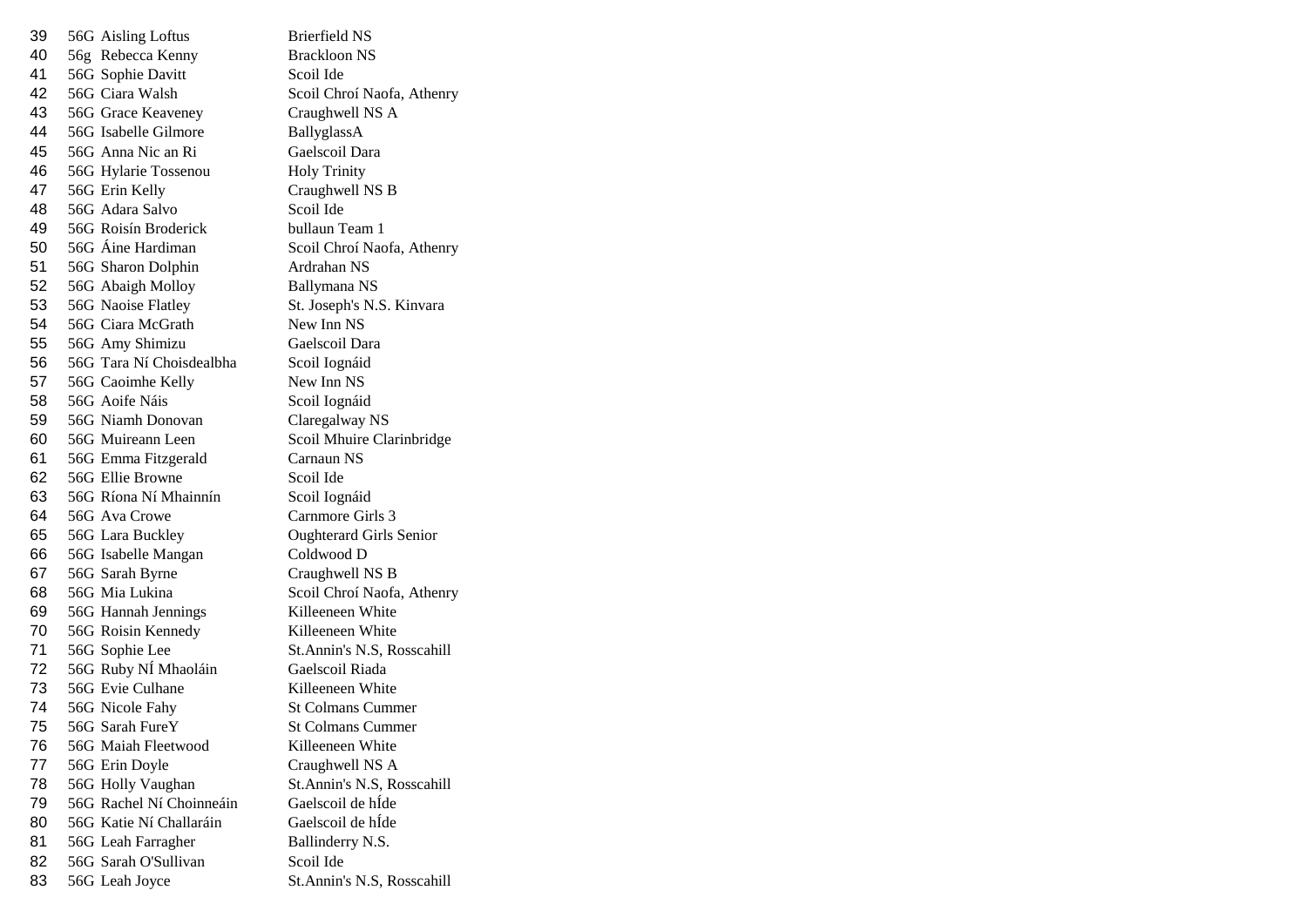| | | | |
|---|---|---|---|
| 39 | 56G | Aisling Loftus | Brierfield NS |
| 40 | 56g | Rebecca Kenny | Brackloon NS |
| 41 | 56G | Sophie Davitt | Scoil Ide |
| 42 | 56G | Ciara Walsh | Scoil Chroí Naofa, Athenry |
| 43 | 56G | Grace Keaveney | Craughwell NS A |
| 44 | 56G | Isabelle Gilmore | BallyglassA |
| 45 | 56G | Anna Nic an Ri | Gaelscoil Dara |
| 46 | 56G | Hylarie Tossenou | Holy Trinity |
| 47 | 56G | Erin Kelly | Craughwell NS B |
| 48 | 56G | Adara Salvo | Scoil Ide |
| 49 | 56G | Roisín Broderick | bullaun Team 1 |
| 50 | 56G | Áine Hardiman | Scoil Chroí Naofa, Athenry |
| 51 | 56G | Sharon Dolphin | Ardrahan NS |
| 52 | 56G | Abaigh Molloy | Ballymana NS |
| 53 | 56G | Naoise Flatley | St. Joseph's N.S. Kinvara |
| 54 | 56G | Ciara McGrath | New Inn NS |
| 55 | 56G | Amy Shimizu | Gaelscoil Dara |
| 56 | 56G | Tara Ní Choisdealbha | Scoil Iognáid |
| 57 | 56G | Caoimhe Kelly | New Inn NS |
| 58 | 56G | Aoife Náis | Scoil Iognáid |
| 59 | 56G | Niamh Donovan | Claregalway NS |
| 60 | 56G | Muireann Leen | Scoil Mhuire Clarinbridge |
| 61 | 56G | Emma Fitzgerald | Carnaun NS |
| 62 | 56G | Ellie Browne | Scoil Ide |
| 63 | 56G | Ríona Ní Mhainnín | Scoil Iognáid |
| 64 | 56G | Ava Crowe | Carnmore Girls 3 |
| 65 | 56G | Lara Buckley | Oughterard Girls Senior |
| 66 | 56G | Isabelle Mangan | Coldwood D |
| 67 | 56G | Sarah Byrne | Craughwell NS B |
| 68 | 56G | Mia Lukina | Scoil Chroí Naofa, Athenry |
| 69 | 56G | Hannah Jennings | Killeeneen White |
| 70 | 56G | Roisin Kennedy | Killeeneen White |
| 71 | 56G | Sophie Lee | St.Annin's N.S, Rosscahill |
| 72 | 56G | Ruby NÍ Mhaoláin | Gaelscoil Riada |
| 73 | 56G | Evie Culhane | Killeeneen White |
| 74 | 56G | Nicole Fahy | St Colmans Cummer |
| 75 | 56G | Sarah FureY | St Colmans Cummer |
| 76 | 56G | Maiah Fleetwood | Killeeneen White |
| 77 | 56G | Erin Doyle | Craughwell NS A |
| 78 | 56G | Holly Vaughan | St.Annin's N.S, Rosscahill |
| 79 | 56G | Rachel Ní Choinneáin | Gaelscoil de hÍde |
| 80 | 56G | Katie Ní Challaráin | Gaelscoil de hÍde |
| 81 | 56G | Leah Farragher | Ballinderry N.S. |
| 82 | 56G | Sarah O'Sullivan | Scoil Ide |
| 83 | 56G | Leah Joyce | St.Annin's N.S, Rosscahill |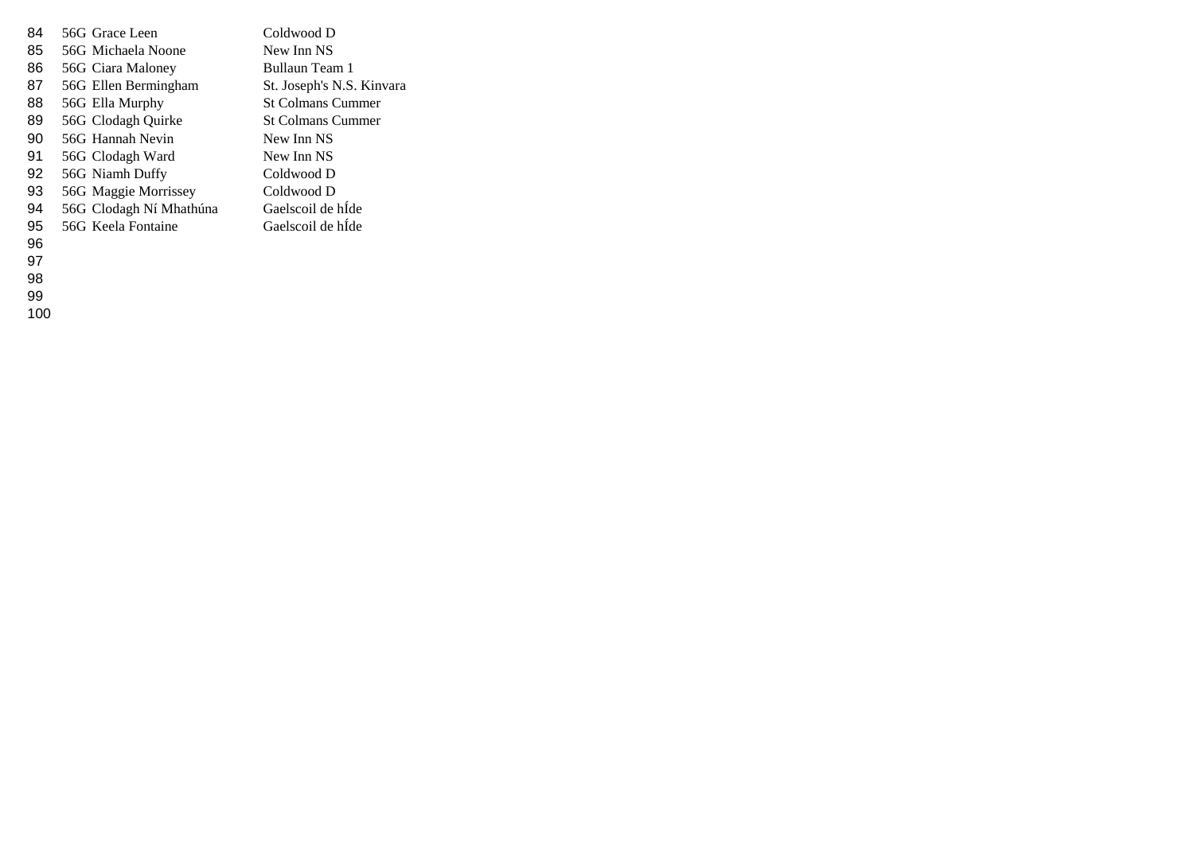| | | | |
|---|---|---|---|
| 84 | 56G | Grace Leen | Coldwood D |
| 85 | 56G | Michaela Noone | New Inn NS |
| 86 | 56G | Ciara Maloney | Bullaun Team 1 |
| 87 | 56G | Ellen Bermingham | St. Joseph's N.S. Kinvara |
| 88 | 56G | Ella Murphy | St Colmans Cummer |
| 89 | 56G | Clodagh Quirke | St Colmans Cummer |
| 90 | 56G | Hannah Nevin | New Inn NS |
| 91 | 56G | Clodagh Ward | New Inn NS |
| 92 | 56G | Niamh Duffy | Coldwood D |
| 93 | 56G | Maggie Morrissey | Coldwood D |
| 94 | 56G | Clodagh Ní Mhathúna | Gaelscoil de hÍde |
| 95 | 56G | Keela Fontaine | Gaelscoil de hÍde |
| 96 | | | |
| 97 | | | |
| 98 | | | |
| 99 | | | |
| 100 | | | |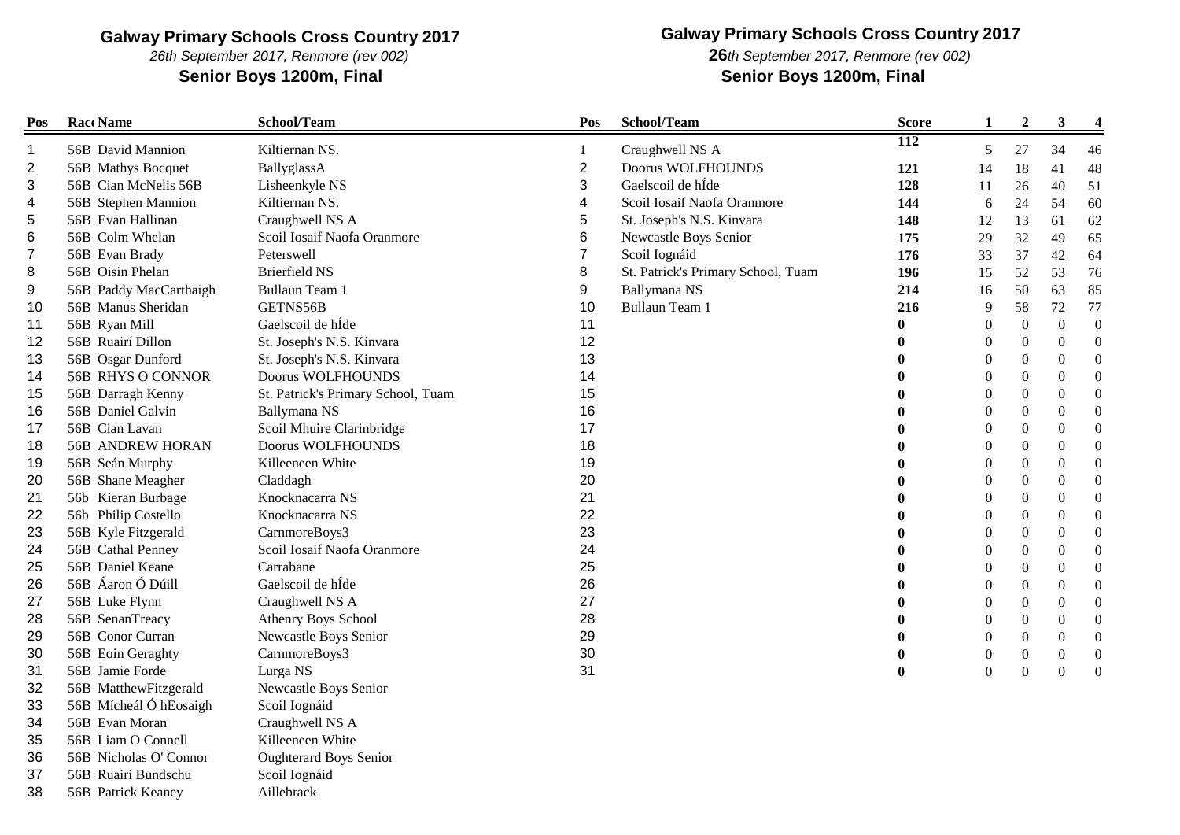## Galway Primary Schools Cross Country 2017

*26th September 2017, Renmore (rev 002)*

**Senior Boys 1200m, Final**

| Pos | Race | Name | School/Team |
|---|---|---|---|
| 1 | 56B | David Mannion | Kiltiernan NS. |
| 2 | 56B | Mathys Bocquet | BallyglassA |
| 3 | 56B | Cian McNelis 56B | Lisheenkyle NS |
| 4 | 56B | Stephen Mannion | Kiltiernan NS. |
| 5 | 56B | Evan Hallinan | Craughwell NS A |
| 6 | 56B | Colm Whelan | Scoil Iosaif Naofa Oranmore |
| 7 | 56B | Evan Brady | Peterswell |
| 8 | 56B | Oisin Phelan | Brierfield NS |
| 9 | 56B | Paddy MacCarthaigh | Bullaun Team 1 |
| 10 | 56B | Manus Sheridan | GETNS56B |
| 11 | 56B | Ryan Mill | Gaelscoil de hÍde |
| 12 | 56B | Ruairí Dillon | St. Joseph's N.S. Kinvara |
| 13 | 56B | Osgar Dunford | St. Joseph's N.S. Kinvara |
| 14 | 56B | RHYS O CONNOR | Doorus WOLFHOUNDS |
| 15 | 56B | Darragh Kenny | St. Patrick's Primary School, Tuam |
| 16 | 56B | Daniel Galvin | Ballymana NS |
| 17 | 56B | Cian Lavan | Scoil Mhuire Clarinbridge |
| 18 | 56B | ANDREW HORAN | Doorus WOLFHOUNDS |
| 19 | 56B | Seán Murphy | Killeeneen White |
| 20 | 56B | Shane Meagher | Claddagh |
| 21 | 56b | Kieran Burbage | Knocknacarra NS |
| 22 | 56b | Philip Costello | Knocknacarra NS |
| 23 | 56B | Kyle Fitzgerald | CarnmoreBoys3 |
| 24 | 56B | Cathal Penney | Scoil Iosaif Naofa Oranmore |
| 25 | 56B | Daniel Keane | Carrabane |
| 26 | 56B | Áaron Ó Dúill | Gaelscoil de hÍde |
| 27 | 56B | Luke Flynn | Craughwell NS A |
| 28 | 56B | SenanTreacy | Athenry Boys School |
| 29 | 56B | Conor Curran | Newcastle Boys Senior |
| 30 | 56B | Eoin Geraghty | CarnmoreBoys3 |
| 31 | 56B | Jamie Forde | Lurga NS |
| 32 | 56B | MatthewFitzgerald | Newcastle Boys Senior |
| 33 | 56B | Mícheál Ó hEosaigh | Scoil Iognáid |
| 34 | 56B | Evan Moran | Craughwell NS A |
| 35 | 56B | Liam O Connell | Killeeneen White |
| 36 | 56B | Nicholas O' Connor | Oughterard Boys Senior |
| 37 | 56B | Ruairí Bundschu | Scoil Iognáid |
| 38 | 56B | Patrick Keaney | Aillebrack |

## Galway Primary Schools Cross Country 2017

***26**th September 2017, Renmore (rev 002)*

**Senior Boys 1200m, Final**

| Pos | School/Team | Score | 1 | 2 | 3 | 4 |
|---|---|---|---|---|---|---|
| 1 | Craughwell NS A | **112** | 5 | 27 | 34 | 46 |
| 2 | Doorus WOLFHOUNDS | **121** | 14 | 18 | 41 | 48 |
| 3 | Gaelscoil de hÍde | **128** | 11 | 26 | 40 | 51 |
| 4 | Scoil Iosaif Naofa Oranmore | **144** | 6 | 24 | 54 | 60 |
| 5 | St. Joseph's N.S. Kinvara | **148** | 12 | 13 | 61 | 62 |
| 6 | Newcastle Boys Senior | **175** | 29 | 32 | 49 | 65 |
| 7 | Scoil Iognáid | **176** | 33 | 37 | 42 | 64 |
| 8 | St. Patrick's Primary School, Tuam | **196** | 15 | 52 | 53 | 76 |
| 9 | Ballymana NS | **214** | 16 | 50 | 63 | 85 |
| 10 | Bullaun Team 1 | **216** | 9 | 58 | 72 | 77 |
| 11 | | **0** | 0 | 0 | 0 | 0 |
| 12 | | **0** | 0 | 0 | 0 | 0 |
| 13 | | **0** | 0 | 0 | 0 | 0 |
| 14 | | **0** | 0 | 0 | 0 | 0 |
| 15 | | **0** | 0 | 0 | 0 | 0 |
| 16 | | **0** | 0 | 0 | 0 | 0 |
| 17 | | **0** | 0 | 0 | 0 | 0 |
| 18 | | **0** | 0 | 0 | 0 | 0 |
| 19 | | **0** | 0 | 0 | 0 | 0 |
| 20 | | **0** | 0 | 0 | 0 | 0 |
| 21 | | **0** | 0 | 0 | 0 | 0 |
| 22 | | **0** | 0 | 0 | 0 | 0 |
| 23 | | **0** | 0 | 0 | 0 | 0 |
| 24 | | **0** | 0 | 0 | 0 | 0 |
| 25 | | **0** | 0 | 0 | 0 | 0 |
| 26 | | **0** | 0 | 0 | 0 | 0 |
| 27 | | **0** | 0 | 0 | 0 | 0 |
| 28 | | **0** | 0 | 0 | 0 | 0 |
| 29 | | **0** | 0 | 0 | 0 | 0 |
| 30 | | **0** | 0 | 0 | 0 | 0 |
| 31 | | **0** | 0 | 0 | 0 | 0 |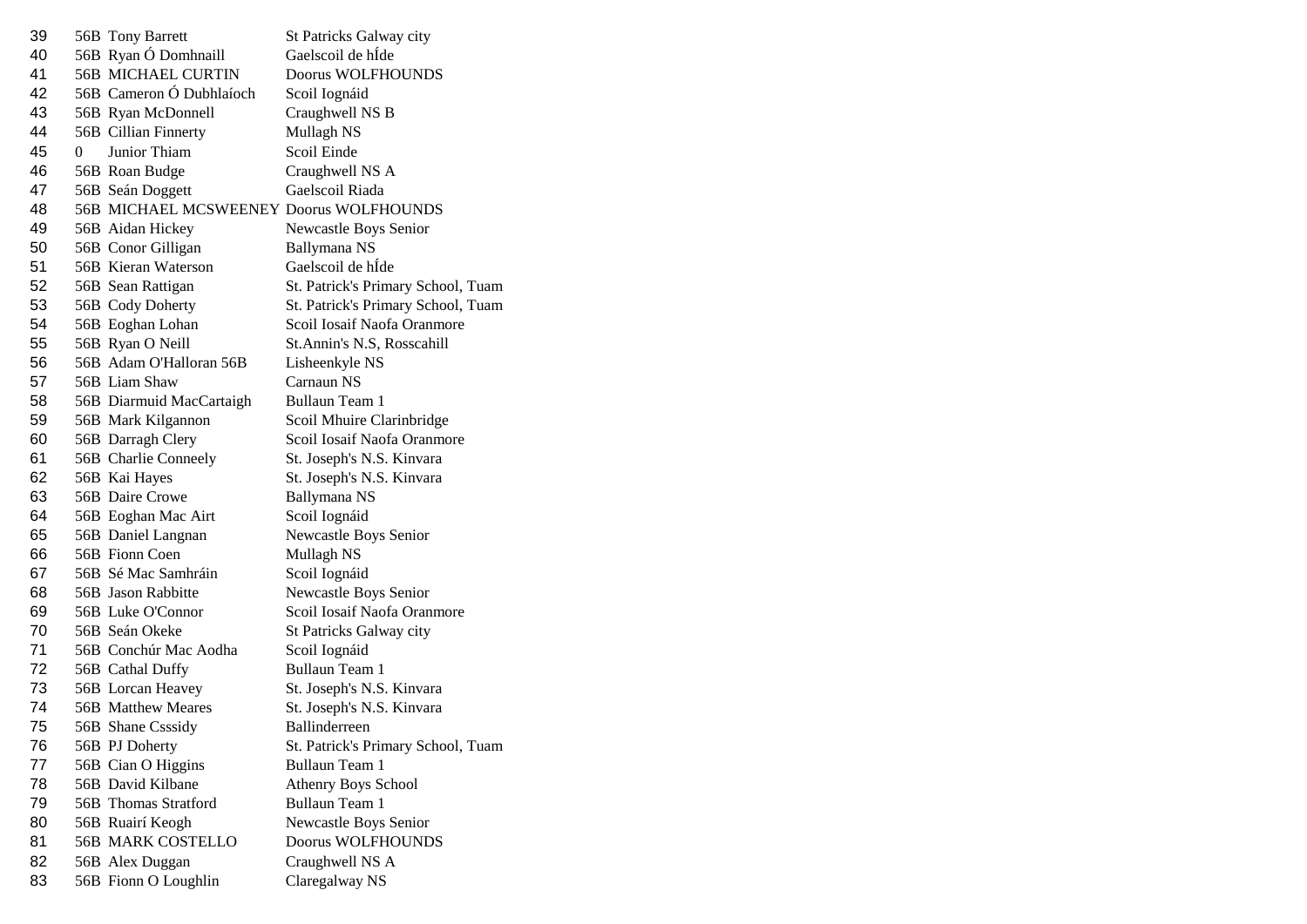| | | | |
|---|---|---|---|
| 39 | 56B | Tony Barrett | St Patricks Galway city |
| 40 | 56B | Ryan Ó Domhnaill | Gaelscoil de hÍde |
| 41 | 56B | MICHAEL CURTIN | Doorus WOLFHOUNDS |
| 42 | 56B | Cameron Ó Dubhlaíoch | Scoil Iognáid |
| 43 | 56B | Ryan McDonnell | Craughwell NS B |
| 44 | 56B | Cillian Finnerty | Mullagh NS |
| 45 | 0 | Junior Thiam | Scoil Einde |
| 46 | 56B | Roan Budge | Craughwell NS A |
| 47 | 56B | Seán Doggett | Gaelscoil Riada |
| 48 | 56B | MICHAEL MCSWEENEY | Doorus WOLFHOUNDS |
| 49 | 56B | Aidan Hickey | Newcastle Boys Senior |
| 50 | 56B | Conor Gilligan | Ballymana NS |
| 51 | 56B | Kieran Waterson | Gaelscoil de hÍde |
| 52 | 56B | Sean Rattigan | St. Patrick's Primary School, Tuam |
| 53 | 56B | Cody Doherty | St. Patrick's Primary School, Tuam |
| 54 | 56B | Eoghan Lohan | Scoil Iosaif Naofa Oranmore |
| 55 | 56B | Ryan O Neill | St.Annin's N.S, Rosscahill |
| 56 | 56B | Adam O'Halloran 56B | Lisheenkyle NS |
| 57 | 56B | Liam Shaw | Carnaun NS |
| 58 | 56B | Diarmuid MacCartaigh | Bullaun Team 1 |
| 59 | 56B | Mark Kilgannon | Scoil Mhuire Clarinbridge |
| 60 | 56B | Darragh Clery | Scoil Iosaif Naofa Oranmore |
| 61 | 56B | Charlie Conneely | St. Joseph's N.S. Kinvara |
| 62 | 56B | Kai Hayes | St. Joseph's N.S. Kinvara |
| 63 | 56B | Daire Crowe | Ballymana NS |
| 64 | 56B | Eoghan Mac Airt | Scoil Iognáid |
| 65 | 56B | Daniel Langnan | Newcastle Boys Senior |
| 66 | 56B | Fionn Coen | Mullagh NS |
| 67 | 56B | Sé Mac Samhráin | Scoil Iognáid |
| 68 | 56B | Jason Rabbitte | Newcastle Boys Senior |
| 69 | 56B | Luke O'Connor | Scoil Iosaif Naofa Oranmore |
| 70 | 56B | Seán Okeke | St Patricks Galway city |
| 71 | 56B | Conchúr Mac Aodha | Scoil Iognáid |
| 72 | 56B | Cathal Duffy | Bullaun Team 1 |
| 73 | 56B | Lorcan Heavey | St. Joseph's N.S. Kinvara |
| 74 | 56B | Matthew Meares | St. Joseph's N.S. Kinvara |
| 75 | 56B | Shane Csssidy | Ballinderreen |
| 76 | 56B | PJ Doherty | St. Patrick's Primary School, Tuam |
| 77 | 56B | Cian O Higgins | Bullaun Team 1 |
| 78 | 56B | David Kilbane | Athenry Boys School |
| 79 | 56B | Thomas Stratford | Bullaun Team 1 |
| 80 | 56B | Ruairí Keogh | Newcastle Boys Senior |
| 81 | 56B | MARK COSTELLO | Doorus WOLFHOUNDS |
| 82 | 56B | Alex Duggan | Craughwell NS A |
| 83 | 56B | Fionn O Loughlin | Claregalway NS |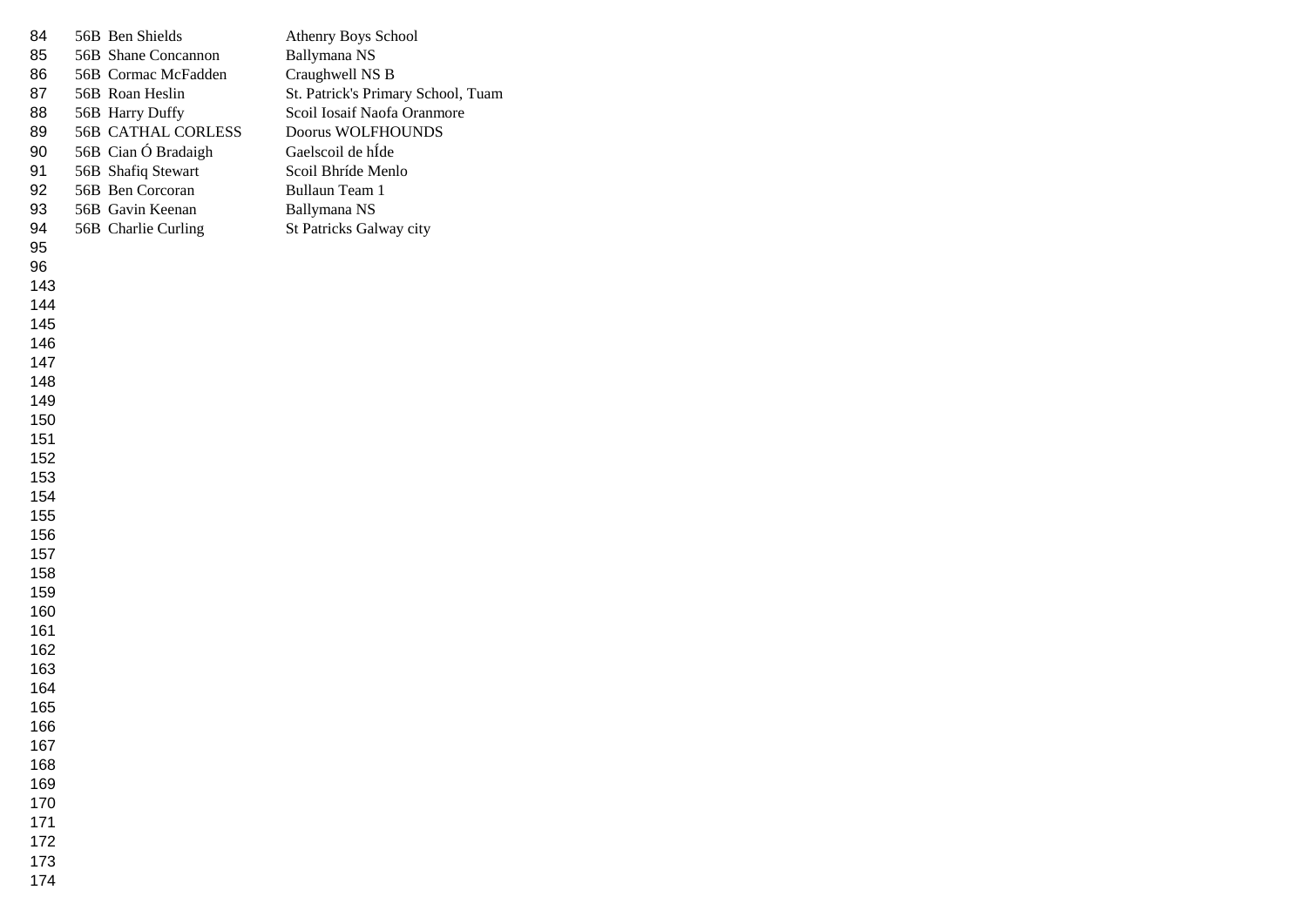| | | | |
|---|---|---|---|
| 84 | 56B | Ben Shields | Athenry Boys School |
| 85 | 56B | Shane Concannon | Ballymana NS |
| 86 | 56B | Cormac McFadden | Craughwell NS B |
| 87 | 56B | Roan Heslin | St. Patrick's Primary School, Tuam |
| 88 | 56B | Harry Duffy | Scoil Iosaif Naofa Oranmore |
| 89 | 56B | CATHAL CORLESS | Doorus WOLFHOUNDS |
| 90 | 56B | Cian Ó Bradaigh | Gaelscoil de hÍde |
| 91 | 56B | Shafiq Stewart | Scoil Bhríde Menlo |
| 92 | 56B | Ben Corcoran | Bullaun Team 1 |
| 93 | 56B | Gavin Keenan | Ballymana NS |
| 94 | 56B | Charlie Curling | St Patricks Galway city |
| 95 | | | |
| 96 | | | |
| 143 | | | |
| 144 | | | |
| 145 | | | |
| 146 | | | |
| 147 | | | |
| 148 | | | |
| 149 | | | |
| 150 | | | |
| 151 | | | |
| 152 | | | |
| 153 | | | |
| 154 | | | |
| 155 | | | |
| 156 | | | |
| 157 | | | |
| 158 | | | |
| 159 | | | |
| 160 | | | |
| 161 | | | |
| 162 | | | |
| 163 | | | |
| 164 | | | |
| 165 | | | |
| 166 | | | |
| 167 | | | |
| 168 | | | |
| 169 | | | |
| 170 | | | |
| 171 | | | |
| 172 | | | |
| 173 | | | |
| 174 | | | |